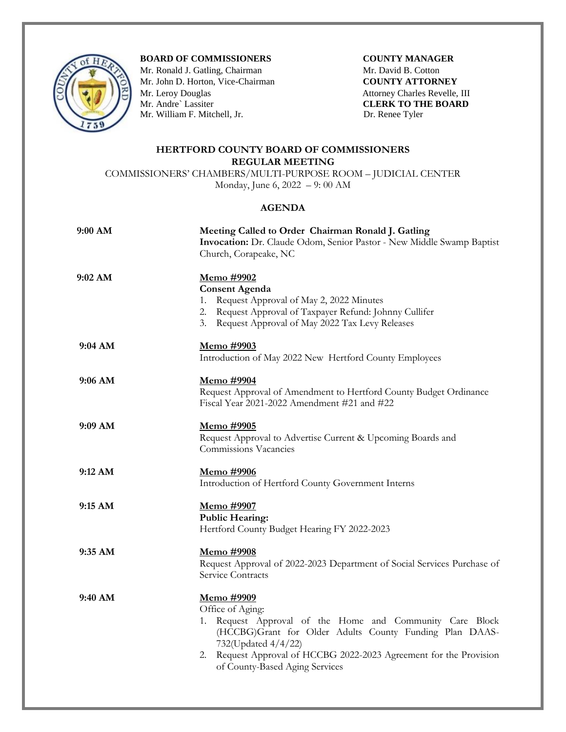**BOARD OF COMMISSIONERS**
Mr. Ronald J. Gatling, Chairman
Mr. John D. Horton, Vice-Chairman
Mr. Leroy Douglas
Mr. Andre` Lassiter
Mr. William F. Mitchell, Jr.

**COUNTY MANAGER**
Mr. David B. Cotton
**COUNTY ATTORNEY**
Attorney Charles Revelle, III
**CLERK TO THE BOARD**
Dr. Renee Tyler

## HERTFORD COUNTY BOARD OF COMMISSIONERS
## REGULAR MEETING

COMMISSIONERS' CHAMBERS/MULTI-PURPOSE ROOM – JUDICIAL CENTER
Monday, June 6, 2022 – 9: 00 AM

### AGENDA

**9:00 AM**

**Meeting Called to Order Chairman Ronald J. Gatling**
**Invocation:** Dr. Claude Odom, Senior Pastor - New Middle Swamp Baptist Church, Corapeake, NC

**9:02 AM**

**Memo #9902**
**Consent Agenda**
1. Request Approval of May 2, 2022 Minutes
2. Request Approval of Taxpayer Refund: Johnny Cullifer
3. Request Approval of May 2022 Tax Levy Releases

**9:04 AM**

**Memo #9903**
Introduction of May 2022 New Hertford County Employees

**9:06 AM**

**Memo #9904**
Request Approval of Amendment to Hertford County Budget Ordinance Fiscal Year 2021-2022 Amendment #21 and #22

**9:09 AM**

**Memo #9905**
Request Approval to Advertise Current & Upcoming Boards and Commissions Vacancies

**9:12 AM**

**Memo #9906**
Introduction of Hertford County Government Interns

**9:15 AM**

**Memo #9907**
**Public Hearing:**
Hertford County Budget Hearing FY 2022-2023

**9:35 AM**

**Memo #9908**
Request Approval of 2022-2023 Department of Social Services Purchase of Service Contracts

**9:40 AM**

**Memo #9909**
Office of Aging:
1. Request Approval of the Home and Community Care Block (HCCBG)Grant for Older Adults County Funding Plan DAAS-732(Updated 4/4/22)
2. Request Approval of HCCBG 2022-2023 Agreement for the Provision of County-Based Aging Services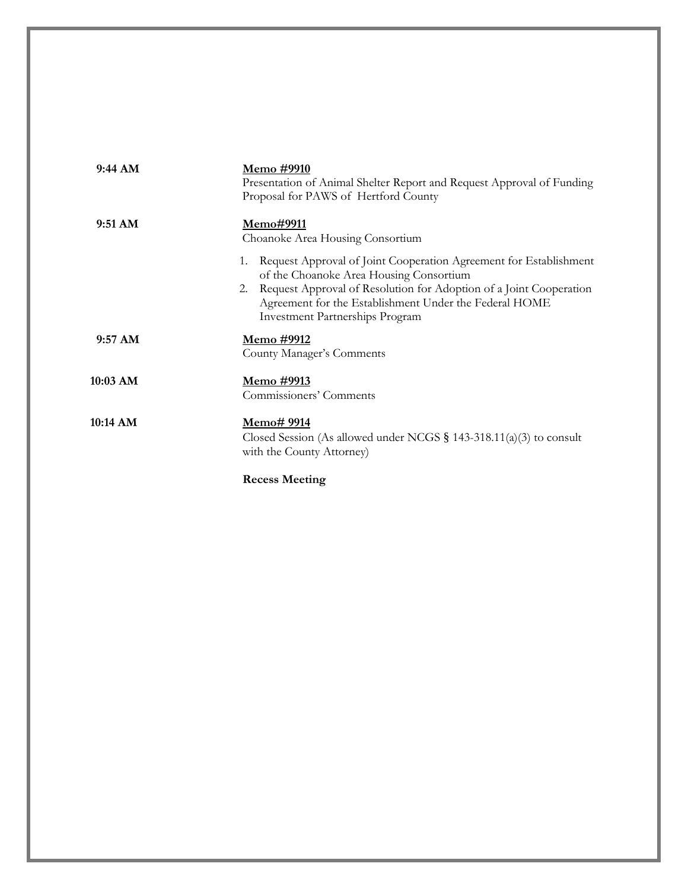| | |
|---|---|
| **9:44 AM** | <u>**Memo #9910**</u><br>Presentation of Animal Shelter Report and Request Approval of Funding Proposal for PAWS of Hertford County |
| **9:51 AM** | <u>**Memo#9911**</u><br>Choanoke Area Housing Consortium<br>1. Request Approval of Joint Cooperation Agreement for Establishment of the Choanoke Area Housing Consortium<br>2. Request Approval of Resolution for Adoption of a Joint Cooperation Agreement for the Establishment Under the Federal HOME Investment Partnerships Program |
| **9:57 AM** | <u>**Memo #9912**</u><br>County Manager's Comments |
| **10:03 AM** | <u>**Memo #9913**</u><br>Commissioners' Comments |
| **10:14 AM** | <u>**Memo# 9914**</u><br>Closed Session (As allowed under NCGS § 143-318.11(a)(3) to consult with the County Attorney) |
| | **Recess Meeting** |